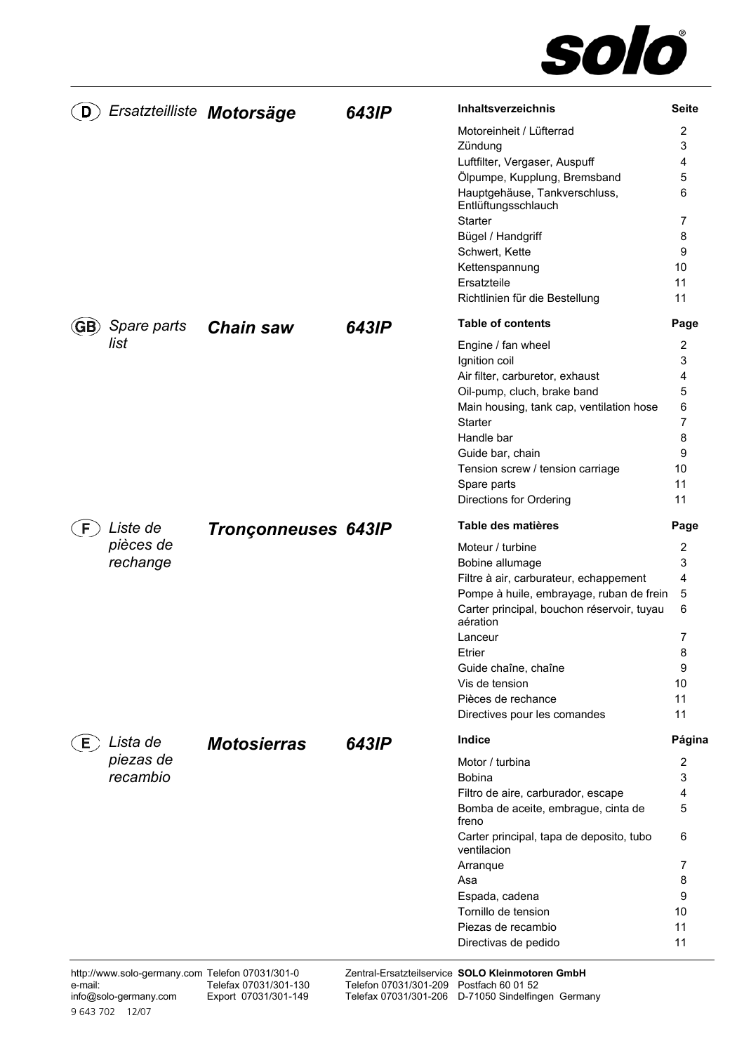solo®

## (D) Ersatzteilliste *Motorsäge* *643IP*

| Inhaltsverzeichnis | Seite |
|---|---|
| Motoreinheit / Lüfterrad | 2 |
| Zündung | 3 |
| Luftfilter, Vergaser, Auspuff | 4 |
| Ölpumpe, Kupplung, Bremsband | 5 |
| Hauptgehäuse, Tankverschluss, Entlüftungsschlauch | 6 |
| Starter | 7 |
| Bügel / Handgriff | 8 |
| Schwert, Kette | 9 |
| Kettenspannung | 10 |
| Ersatzteile | 11 |
| Richtlinien für die Bestellung | 11 |

## (GB) Spare parts list *Chain saw* *643IP*

| Table of contents | Page |
|---|---|
| Engine / fan wheel | 2 |
| Ignition coil | 3 |
| Air filter, carburetor, exhaust | 4 |
| Oil-pump, cluch, brake band | 5 |
| Main housing, tank cap, ventilation hose | 6 |
| Starter | 7 |
| Handle bar | 8 |
| Guide bar, chain | 9 |
| Tension screw / tension carriage | 10 |
| Spare parts | 11 |
| Directions for Ordering | 11 |

## (F) Liste de pièces de rechange *Tronçonneuses* *643IP*

| Table des matières | Page |
|---|---|
| Moteur / turbine | 2 |
| Bobine allumage | 3 |
| Filtre à air, carburateur, echappement | 4 |
| Pompe à huile, embrayage, ruban de frein | 5 |
| Carter principal, bouchon réservoir, tuyau aération | 6 |
| Lanceur | 7 |
| Etrier | 8 |
| Guide chaîne, chaîne | 9 |
| Vis de tension | 10 |
| Pièces de rechance | 11 |
| Directives pour les comandes | 11 |

## (E) Lista de piezas de recambio *Motosierras* *643IP*

| Indice | Página |
|---|---|
| Motor / turbina | 2 |
| Bobina | 3 |
| Filtro de aire, carburador, escape | 4 |
| Bomba de aceite, embrague, cinta de freno | 5 |
| Carter principal, tapa de deposito, tubo ventilacion | 6 |
| Arranque | 7 |
| Asa | 8 |
| Espada, cadena | 9 |
| Tornillo de tension | 10 |
| Piezas de recambio | 11 |
| Directivas de pedido | 11 |

http://www.solo-germany.com
e-mail:
info@solo-germany.com

Telefon 07031/301-0
Telefax 07031/301-130
Export 07031/301-149

Zentral-Ersatzteilservice
Telefon 07031/301-209
Telefax 07031/301-206

**SOLO Kleinmotoren GmbH**
Postfach 60 01 52
D-71050 Sindelfingen Germany

9 643 702 12/07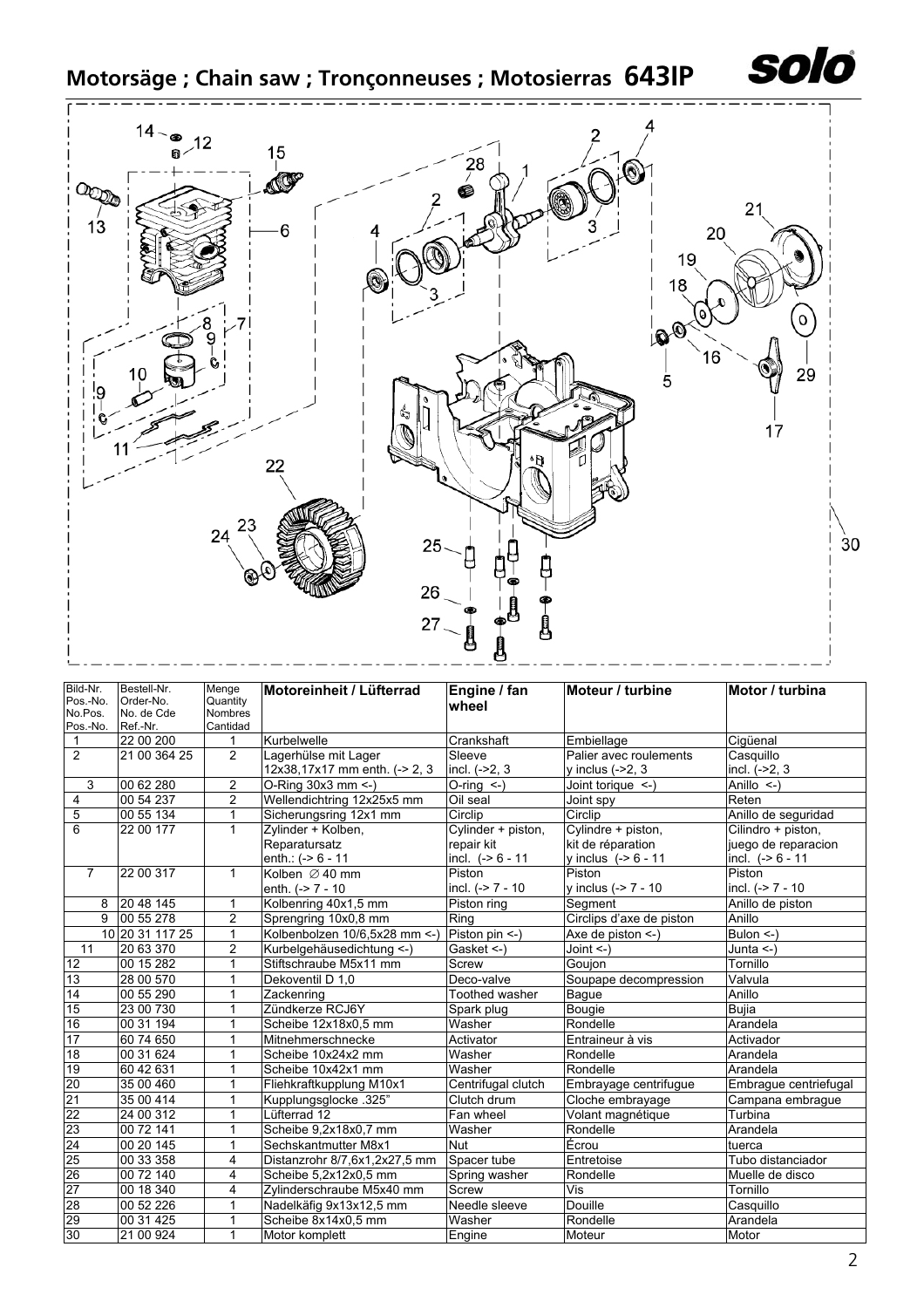# Motorsäge ; Chain saw ; Tronçonneuses ; Motosierras 643IP

| Bild-Nr. Pos.-No. No.Pos. Pos.-No. | Bestell-Nr. Order-No. No. de Cde Ref.-Nr. | Menge Quantity Nombres Cantidad | Motoreinheit / Lüfterrad | Engine / fan wheel | Moteur / turbine | Motor / turbina |
|---|---|---|---|---|---|---|
| 1 | 22 00 200 | 1 | Kurbelwelle | Crankshaft | Embiellage | Cigüenal |
| 2 | 21 00 364 25 | 2 | Lagerhülse mit Lager 12x38,17x17 mm enth. (-> 2, 3 | Sleeve incl. (->2, 3 | Palier avec roulements y inclus (->2, 3 | Casquillo incl. (->2, 3 |
| 3 | 00 62 280 | 2 | O-Ring 30x3 mm <-) | O-ring <-) | Joint torique <-) | Anillo <-) |
| 4 | 00 54 237 | 2 | Wellendichtring 12x25x5 mm | Oil seal | Joint spy | Reten |
| 5 | 00 55 134 | 1 | Sicherungsring 12x1 mm | Circlip | Circlip | Anillo de seguridad |
| 6 | 22 00 177 | 1 | Zylinder + Kolben, Reparatursatz enth.: (-> 6 - 11 | Cylinder + piston, repair kit incl. (-> 6 - 11 | Cylindre + piston, kit de réparation y inclus (-> 6 - 11 | Cilindro + piston, juego de reparacion incl. (-> 6 - 11 |
| 7 | 22 00 317 | 1 | Kolben ∅ 40 mm enth. (-> 7 - 10 | Piston incl. (-> 7 - 10 | Piston y inclus (-> 7 - 10 | Piston incl. (-> 7 - 10 |
| 8 | 20 48 145 | 1 | Kolbenring 40x1,5 mm | Piston ring | Segment | Anillo de piston |
| 9 | 00 55 278 | 2 | Sprengring 10x0,8 mm | Ring | Circlips d'axe de piston | Anillo |
| 10 | 20 31 117 25 | 1 | Kolbenbolzen 10/6,5x28 mm <-) | Piston pin <-) | Axe de piston <-) | Bulon <-) |
| 11 | 20 63 370 | 2 | Kurbelgehäusedichtung <-) | Gasket <-) | Joint <-) | Junta <-) |
| 12 | 00 15 282 | 1 | Stiftschraube M5x11 mm | Screw | Goujon | Tornillo |
| 13 | 28 00 570 | 1 | Dekoventil D 1,0 | Deco-valve | Soupape decompression | Valvula |
| 14 | 00 55 290 | 1 | Zackenring | Toothed washer | Bague | Anillo |
| 15 | 23 00 730 | 1 | Zündkerze RCJ6Y | Spark plug | Bougie | Bujia |
| 16 | 00 31 194 | 1 | Scheibe 12x18x0,5 mm | Washer | Rondelle | Arandela |
| 17 | 60 74 650 | 1 | Mitnehmerschnecke | Activator | Entraineur à vis | Activador |
| 18 | 00 31 624 | 1 | Scheibe 10x24x2 mm | Washer | Rondelle | Arandela |
| 19 | 60 42 631 | 1 | Scheibe 10x42x1 mm | Washer | Rondelle | Arandela |
| 20 | 35 00 460 | 1 | Fliehkraftkupplung M10x1 | Centrifugal clutch | Embrayage centrifugue | Embrague centriefugal |
| 21 | 35 00 414 | 1 | Kupplungsglocke .325" | Clutch drum | Cloche embrayage | Campana embrague |
| 22 | 24 00 312 | 1 | Lüfterrad 12 | Fan wheel | Volant magnétique | Turbina |
| 23 | 00 72 141 | 1 | Scheibe 9,2x18x0,7 mm | Washer | Rondelle | Arandela |
| 24 | 00 20 145 | 1 | Sechskantmutter M8x1 | Nut | Écrou | tuerca |
| 25 | 00 33 358 | 4 | Distanzrohr 8/7,6x1,2x27,5 mm | Spacer tube | Entretoise | Tubo distanciador |
| 26 | 00 72 140 | 4 | Scheibe 5,2x12x0,5 mm | Spring washer | Rondelle | Muelle de disco |
| 27 | 00 18 340 | 4 | Zylinderschraube M5x40 mm | Screw | Vis | Tornillo |
| 28 | 00 52 226 | 1 | Nadelkäfig 9x13x12,5 mm | Needle sleeve | Douille | Casquillo |
| 29 | 00 31 425 | 1 | Scheibe 8x14x0,5 mm | Washer | Rondelle | Arandela |
| 30 | 21 00 924 | 1 | Motor komplett | Engine | Moteur | Motor |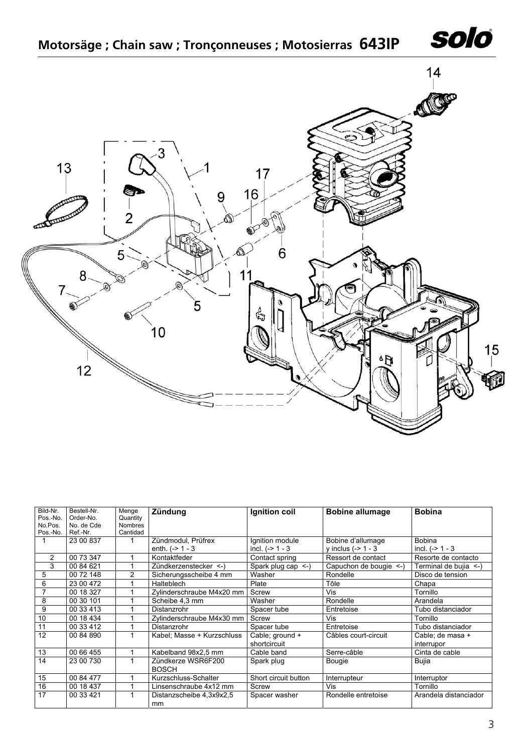# Motorsäge ; Chain saw ; Tronçonneuses ; Motosierras 643IP

| Bild-Nr. Pos.-No. No.Pos. Pos.-No. | Bestell-Nr. Order-No. No. de Cde Ref.-Nr. | Menge Quantity Nombres Cantidad | **Zündung** | **Ignition coil** | **Bobine allumage** | **Bobina** |
|---|---|---|---|---|---|---|
| 1 | 23 00 837 | 1 | Zündmodul, Prüfrex enth. (-> 1 - 3 | Ignition module incl. (-> 1 - 3 | Bobine d'allumage y inclus (-> 1 - 3 | Bobina incl. (-> 1 - 3 |
| 2 | 00 73 347 | 1 | Kontaktfeder | Contact spring | Ressort de contact | Resorte de contacto |
| 3 | 00 84 621 | 1 | Zündkerzenstecker <-) | Spark plug cap <-) | Capuchon de bougie <-) | Terminal de bujia <-) |
| 5 | 00 72 148 | 2 | Sicherungsscheibe 4 mm | Washer | Rondelle | Disco de tension |
| 6 | 23 00 472 | 1 | Halteblech | Plate | Tôle | Chapa |
| 7 | 00 18 327 | 1 | Zylinderschraube M4x20 mm | Screw | Vis | Tornillo |
| 8 | 00 30 101 | 1 | Scheibe 4,3 mm | Washer | Rondelle | Arandela |
| 9 | 00 33 413 | 1 | Distanzrohr | Spacer tube | Entretoise | Tubo distanciador |
| 10 | 00 18 434 | 1 | Zylinderschraube M4x30 mm | Screw | Vis | Tornillo |
| 11 | 00 33 412 | 1 | Distanzrohr | Spacer tube | Entretoise | Tubo distanciador |
| 12 | 00 84 890 | 1 | Kabel; Masse + Kurzschluss | Cable; ground + shortcircuit | Câbles court-circuit | Cable; de masa + interrupor |
| 13 | 00 66 455 | 1 | Kabelband 98x2,5 mm | Cable band | Serre-câble | Cinta de cable |
| 14 | 23 00 730 | 1 | Zündkerze WSR6F200 BOSCH | Spark plug | Bougie | Bujia |
| 15 | 00 84 477 | 1 | Kurzschluss-Schalter | Short circuit button | Interrupteur | Interruptor |
| 16 | 00 18 437 | 1 | Linsenschraube 4x12 mm | Screw | Vis | Tornillo |
| 17 | 00 33 421 | 1 | Distanzscheibe 4,3x9x2,5 mm | Spacer washer | Rondelle entretoise | Arandela distanciador |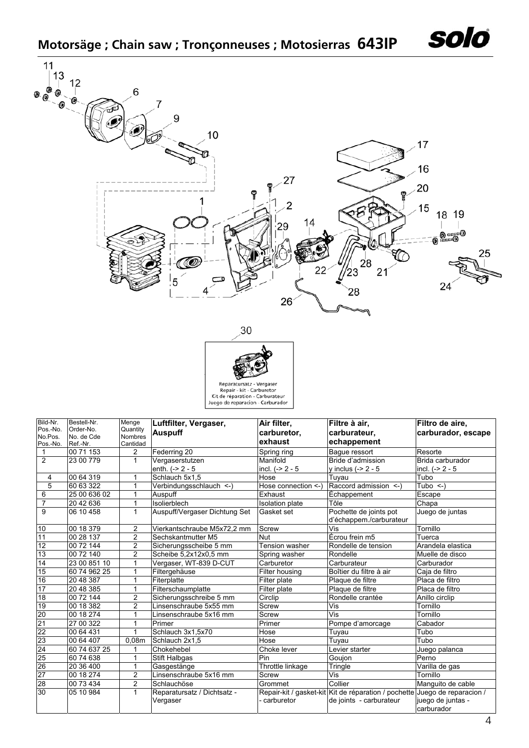# Motorsäge ; Chain saw ; Tronçonneuses ; Motosierras 643IP

Reparatursatz - Vergaser
Repair - kit - Carburetor
Kit de réparation - Carburateur
Juego de reparacion - Carburador

| Bild-Nr. Pos.-No. No.Pos. Pos.-No. | Bestell-Nr. Order-No. No. de Cde Ref.-Nr. | Menge Quantity Nombres Cantidad | Luftfilter, Vergaser, Auspuff | Air filter, carburetor, exhaust | Filtre à air, carburateur, echappement | Filtro de aire, carburador, escape |
|---|---|---|---|---|---|---|
| 1 | 00 71 153 | 2 | Federring 20 | Spring ring | Bague ressort | Resorte |
| 2 | 23 00 779 | 1 | Vergaserstutzen enth. (-> 2 - 5 | Manifold incl. (-> 2 - 5 | Bride d'admission y inclus (-> 2 - 5 | Brida carburador incl. (-> 2 - 5 |
| 4 | 00 64 319 | 1 | Schlauch 5x1,5 | Hose | Tuyau | Tubo |
| 5 | 60 63 322 | 1 | Verbindungsschlauch <-) | Hose connection <-) | Raccord admission <-) | Tubo <-) |
| 6 | 25 00 636 02 | 1 | Auspuff | Exhaust | Échappement | Escape |
| 7 | 20 42 636 | 1 | Isolierblech | Isolation plate | Tôle | Chapa |
| 9 | 06 10 458 | 1 | Auspuff/Vergaser Dichtung Set | Gasket set | Pochette de joints pot d'échappem./carburateur | Juego de juntas |
| 10 | 00 18 379 | 2 | Vierkantschraube M5x72,2 mm | Screw | Vis | Tornillo |
| 11 | 00 28 137 | 2 | Sechskantmutter M5 | Nut | Écrou frein m5 | Tuerca |
| 12 | 00 72 144 | 2 | Sicherungsscheibe 5 mm | Tension washer | Rondelle de tension | Arandela elastica |
| 13 | 00 72 140 | 2 | Scheibe 5,2x12x0,5 mm | Spring washer | Rondelle | Muelle de disco |
| 14 | 23 00 851 10 | 1 | Vergaser, WT-839 D-CUT | Carburetor | Carburateur | Carburador |
| 15 | 60 74 962 25 | 1 | Filtergehäuse | Filter housing | Boîtier du filtre à air | Caja de filtro |
| 16 | 20 48 387 | 1 | Fiterplatte | Filter plate | Plaque de filtre | Placa de filtro |
| 17 | 20 48 385 | 1 | Filterschaumplatte | Filter plate | Plaque de filtre | Placa de filtro |
| 18 | 00 72 144 | 2 | Sicherungsschreibe 5 mm | Circlip | Rondelle crantée | Anillo circlip |
| 19 | 00 18 382 | 2 | Linsenschraube 5x55 mm | Screw | Vis | Tornillo |
| 20 | 00 18 274 | 1 | Linsenschraube 5x16 mm | Screw | Vis | Tornillo |
| 21 | 27 00 322 | 1 | Primer | Primer | Pompe d'amorcage | Cabador |
| 22 | 00 64 431 | 1 | Schlauch 3x1,5x70 | Hose | Tuyau | Tubo |
| 23 | 00 64 407 | 0,08m | Schlauch 2x1,5 | Hose | Tuyau | Tubo |
| 24 | 60 74 637 25 | 1 | Chokehebel | Choke lever | Levier starter | Juego palanca |
| 25 | 60 74 638 | 1 | Stift Halbgas | Pin | Goujon | Perno |
| 26 | 20 36 400 | 1 | Gasgestänge | Throttle linkage | Tringle | Varilla de gas |
| 27 | 00 18 274 | 2 | Linsenschraube 5x16 mm | Screw | Vis | Tornillo |
| 28 | 00 73 434 | 2 | Schlauchöse | Grommet | Collier | Manguito de cable |
| 30 | 05 10 984 | 1 | Reparatursatz / Dichtsatz - Vergaser | Repair-kit / gasket-kit - carburetor | Kit de réparation / pochette de joints - carburateur | Juego de reparacion / juego de juntas - carburador |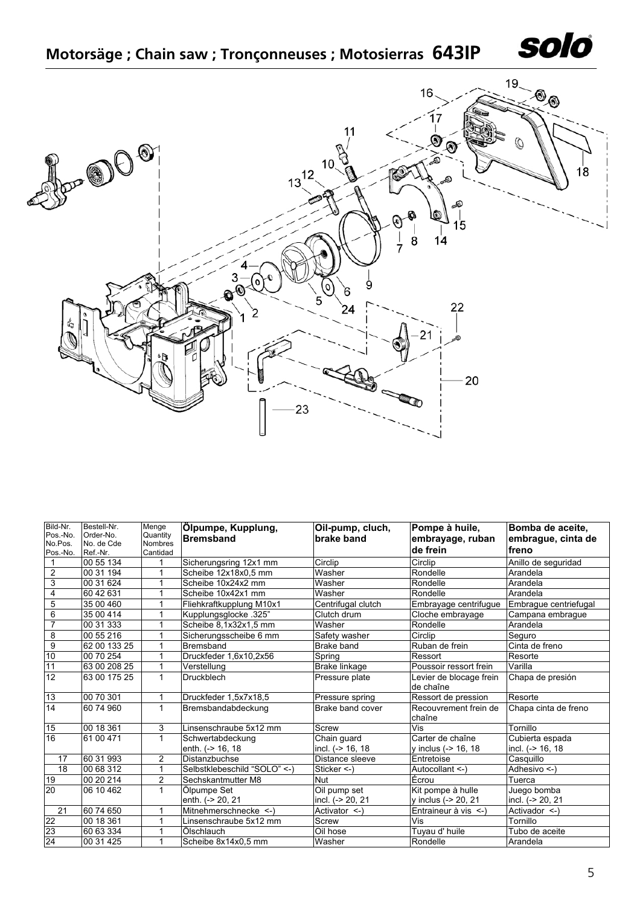# Motorsäge ; Chain saw ; Tronçonneuses ; Motosierras 643IP

| Bild-Nr. Pos.-No. No.Pos. Pos.-No. | Bestell-Nr. Order-No. No. de Cde Ref.-Nr. | Menge Quantity Nombres Cantidad | **Ölpumpe, Kupplung, Bremsband** | **Oil-pump, cluch, brake band** | **Pompe à huile, embrayage, ruban de frein** | **Bomba de aceite, embrague, cinta de freno** |
|---|---|---|---|---|---|---|
| 1 | 00 55 134 | 1 | Sicherungsring 12x1 mm | Circlip | Circlip | Anillo de seguridad |
| 2 | 00 31 194 | 1 | Scheibe 12x18x0,5 mm | Washer | Rondelle | Arandela |
| 3 | 00 31 624 | 1 | Scheibe 10x24x2 mm | Washer | Rondelle | Arandela |
| 4 | 60 42 631 | 1 | Scheibe 10x42x1 mm | Washer | Rondelle | Arandela |
| 5 | 35 00 460 | 1 | Fliehkraftkupplung M10x1 | Centrifugal clutch | Embrayage centrifugue | Embrague centriefugal |
| 6 | 35 00 414 | 1 | Kupplungsglocke .325" | Clutch drum | Cloche embrayage | Campana embrague |
| 7 | 00 31 333 | 1 | Scheibe 8,1x32x1,5 mm | Washer | Rondelle | Arandela |
| 8 | 00 55 216 | 1 | Sicherungsscheibe 6 mm | Safety washer | Circlip | Seguro |
| 9 | 62 00 133 25 | 1 | Bremsband | Brake band | Ruban de frein | Cinta de freno |
| 10 | 00 70 254 | 1 | Druckfeder 1,6x10,2x56 | Spring | Ressort | Resorte |
| 11 | 63 00 208 25 | 1 | Verstellung | Brake linkage | Poussoir ressort frein | Varilla |
| 12 | 63 00 175 25 | 1 | Druckblech | Pressure plate | Levier de blocage frein de chaîne | Chapa de presión |
| 13 | 00 70 301 | 1 | Druckfeder 1,5x7x18,5 | Pressure spring | Ressort de pression | Resorte |
| 14 | 60 74 960 | 1 | Bremsbandabdeckung | Brake band cover | Recouvrement frein de chaîne | Chapa cinta de freno |
| 15 | 00 18 361 | 3 | Linsenschraube 5x12 mm | Screw | Vis | Tornillo |
| 16 | 61 00 471 | 1 | Schwertabdeckung enth. (-> 16, 18 | Chain guard incl. (-> 16, 18 | Carter de chaîne y inclus (-> 16, 18 | Cubierta espada incl. (-> 16, 18 |
| 17 | 60 31 993 | 2 | Distanzbuchse | Distance sleeve | Entretoise | Casquillo |
| 18 | 00 68 312 | 1 | Selbstklebeschild "SOLO" <-) | Sticker <-) | Autocollant <-) | Adhesivo <-) |
| 19 | 00 20 214 | 2 | Sechskantmutter M8 | Nut | Écrou | Tuerca |
| 20 | 06 10 462 | 1 | Ölpumpe Set enth. (-> 20, 21 | Oil pump set incl. (-> 20, 21 | Kit pompe à hulle y inclus (-> 20, 21 | Juego bomba incl. (-> 20, 21 |
| 21 | 60 74 650 | 1 | Mitnehmerschnecke <-) | Activator <-) | Entraineur à vis <-) | Activador <-) |
| 22 | 00 18 361 | 1 | Linsenschraube 5x12 mm | Screw | Vis | Tornillo |
| 23 | 60 63 334 | 1 | Ölschlauch | Oil hose | Tuyau d' huile | Tubo de aceite |
| 24 | 00 31 425 | 1 | Scheibe 8x14x0,5 mm | Washer | Rondelle | Arandela |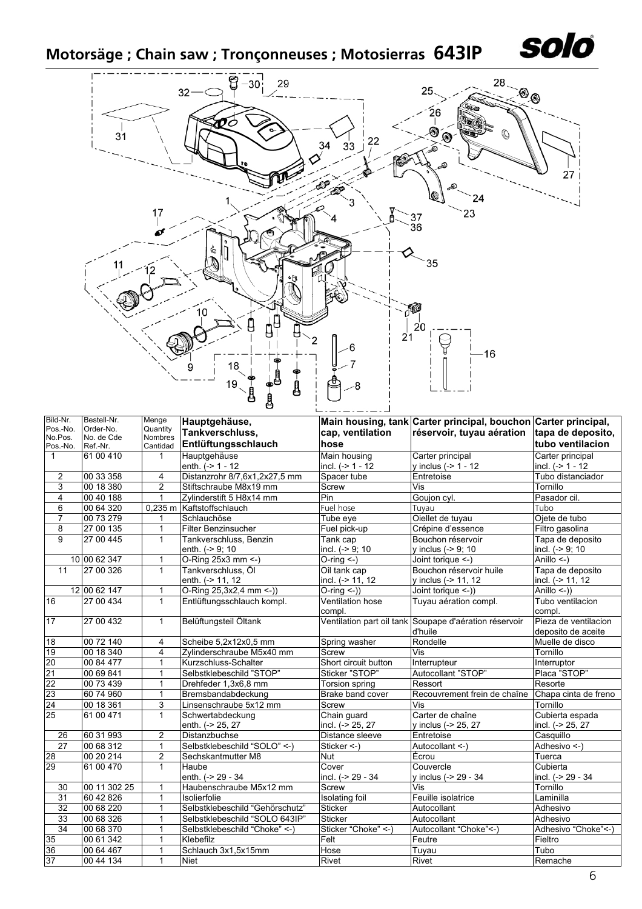# Motorsäge ; Chain saw ; Tronçonneuses ; Motosierras 643IP

| Bild-Nr. Pos.-No. No.Pos. Pos.-No. | Bestell-Nr. Order-No. No. de Cde Ref.-Nr. | Menge Quantity Nombres Cantidad | Hauptgehäuse, Tankverschluss, Entlüftungsschlauch | Main housing, tank cap, ventilation hose | Carter principal, bouchon réservoir, tuyau aération | Carter principal, tapa de deposito, tubo ventilacion |
|---|---|---|---|---|---|---|
| 1 | 61 00 410 | 1 | Hauptgehäuse enth. (-> 1 - 12 | Main housing incl. (-> 1 - 12 | Carter principal y inclus (-> 1 - 12 | Carter principal incl. (-> 1 - 12 |
| 2 | 00 33 358 | 4 | Distanzrohr 8/7,6x1,2x27,5 mm | Spacer tube | Entretoise | Tubo distanciador |
| 3 | 00 18 380 | 2 | Stiftschraube M8x19 mm | Screw | Vis | Tornillo |
| 4 | 00 40 188 | 1 | Zylinderstift 5 H8x14 mm | Pin | Goujon cyl. | Pasador cil. |
| 6 | 00 64 320 | 0,235 m | Kaftstoffschlauch | Fuel hose | Tuyau | Tubo |
| 7 | 00 73 279 | 1 | Schlauchöse | Tube eye | Oiellet de tuyau | Ojete de tubo |
| 8 | 27 00 135 | 1 | Filter Benzinsucher | Fuel pick-up | Crépine d'essence | Filtro gasolina |
| 9 | 27 00 445 | 1 | Tankverschluss, Benzin enth. (-> 9; 10 | Tank cap incl. (-> 9; 10 | Bouchon réservoir y inclus (-> 9; 10 | Tapa de deposito incl. (-> 9; 10 |
| 10 | 00 62 347 | 1 | O-Ring 25x3 mm <-) | O-ring <-) | Joint torique <-) | Anillo <-) |
| 11 | 27 00 326 | 1 | Tankverschluss, Öl enth. (-> 11, 12 | Oil tank cap incl. (-> 11, 12 | Bouchon réservoir huile y inclus (-> 11, 12 | Tapa de deposito incl. (-> 11, 12 |
| 12 | 00 62 147 | 1 | O-Ring 25,3x2,4 mm <-)) | O-ring <-)) | Joint torique <-)) | Anillo <-)) |
| 16 | 27 00 434 | 1 | Entlüftungsschlauch kompl. | Ventilation hose compl. | Tuyau aération compl. | Tubo ventilacion compl. |
| 17 | 27 00 432 | 1 | Belüftungsteil Öltank | Ventilation part oil tank | Soupape d'aération réservoir d'huile | Pieza de ventilacion deposito de aceite |
| 18 | 00 72 140 | 4 | Scheibe 5,2x12x0,5 mm | Spring washer | Rondelle | Muelle de disco |
| 19 | 00 18 340 | 4 | Zylinderschraube M5x40 mm | Screw | Vis | Tornillo |
| 20 | 00 84 477 | 1 | Kurzschluss-Schalter | Short circuit button | Interrupteur | Interruptor |
| 21 | 00 69 841 | 1 | Selbstklebeschild "STOP" | Sticker "STOP" | Autocollant "STOP" | Placa "STOP" |
| 22 | 00 73 439 | 1 | Drehfeder 1,3x6,8 mm | Torsion spring | Ressort | Resorte |
| 23 | 60 74 960 | 1 | Bremsbandabdeckung | Brake band cover | Recouvrement frein de chaîne | Chapa cinta de freno |
| 24 | 00 18 361 | 3 | Linsenschraube 5x12 mm | Screw | Vis | Tornillo |
| 25 | 61 00 471 | 1 | Schwertabdeckung enth. (-> 25, 27 | Chain guard incl. (-> 25, 27 | Carter de chaîne y inclus (-> 25, 27 | Cubierta espada incl. (-> 25, 27 |
| 26 | 60 31 993 | 2 | Distanzbuchse | Distance sleeve | Entretoise | Casquillo |
| 27 | 00 68 312 | 1 | Selbstklebeschild "SOLO" <-) | Sticker <-) | Autocollant <-) | Adhesivo <-) |
| 28 | 00 20 214 | 2 | Sechskantmutter M8 | Nut | Écrou | Tuerca |
| 29 | 61 00 470 | 1 | Haube enth. (-> 29 - 34 | Cover incl. (-> 29 - 34 | Couvercle y inclus (-> 29 - 34 | Cubierta incl. (-> 29 - 34 |
| 30 | 00 11 302 25 | 1 | Haubenschraube M5x12 mm | Screw | Vis | Tornillo |
| 31 | 60 42 826 | 1 | Isolierfolie | Isolating foil | Feuille isolatrice | Laminilla |
| 32 | 00 68 220 | 1 | Selbstklebeschild "Gehörschutz" | Sticker | Autocollant | Adhesivo |
| 33 | 00 68 326 | 1 | Selbstklebeschild "SOLO 643IP" | Sticker | Autocollant | Adhesivo |
| 34 | 00 68 370 | 1 | Selbstklebeschild "Choke" <-) | Sticker "Choke" <-) | Autocollant "Choke"<-) | Adhesivo "Choke"<-) |
| 35 | 00 61 342 | 1 | Klebefilz | Felt | Feutre | Fieltro |
| 36 | 00 64 467 | 1 | Schlauch 3x1,5x15mm | Hose | Tuyau | Tubo |
| 37 | 00 44 134 | 1 | Niet | Rivet | Rivet | Remache |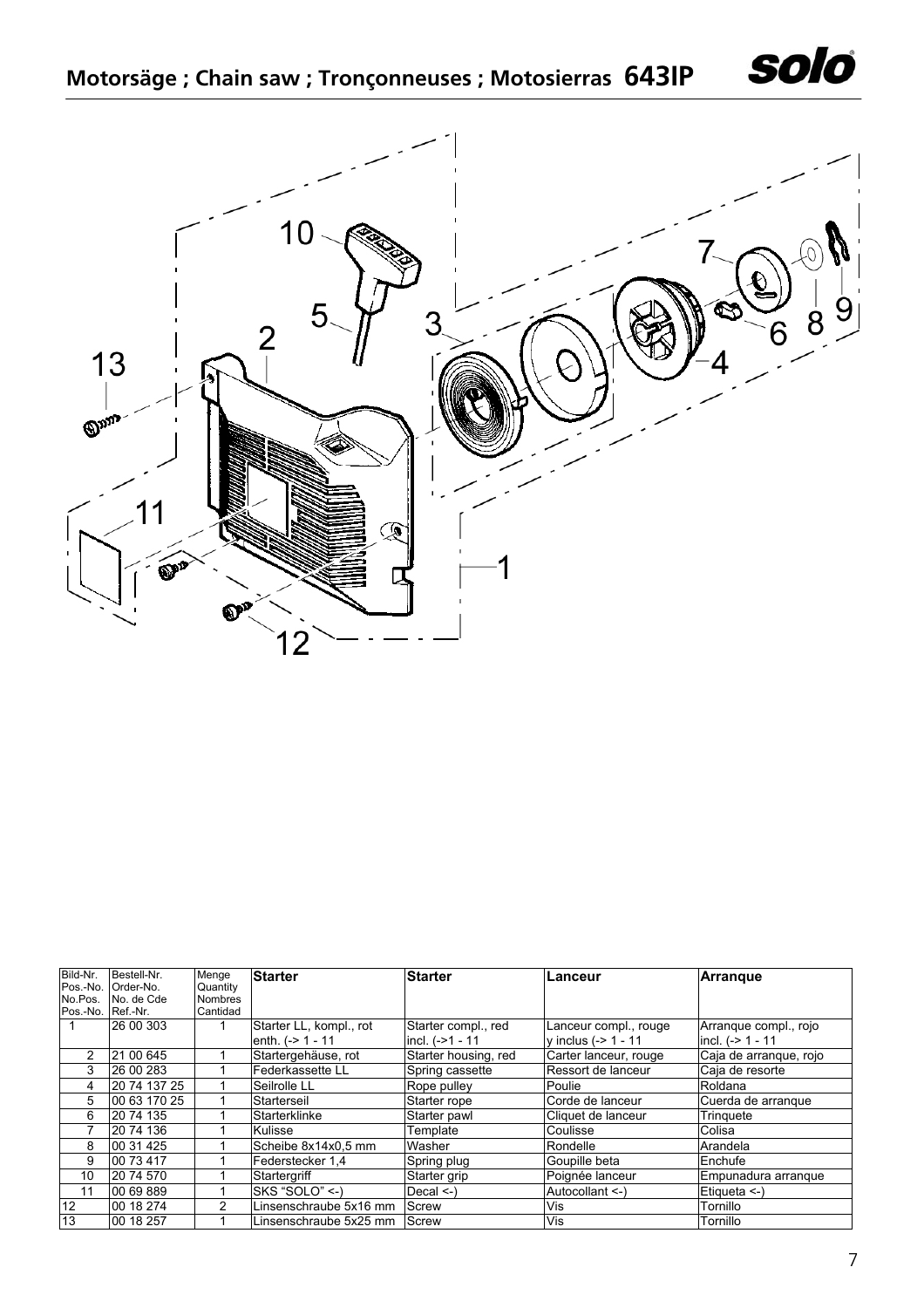# Motorsäge ; Chain saw ; Tronçonneuses ; Motosierras 643IP

| Bild-Nr. Pos.-No. No.Pos. Pos.-No. | Bestell-Nr. Order-No. No. de Cde Ref.-Nr. | Menge Quantity Nombres Cantidad | Starter | Starter | Lanceur | Arranque |
|---|---|---|---|---|---|---|
| 1 | 26 00 303 | 1 | Starter LL, kompl., rot enth. (-> 1 - 11 | Starter compl., red incl. (->1 - 11 | Lanceur compl., rouge y inclus (-> 1 - 11 | Arranque compl., rojo incl. (-> 1 - 11 |
| 2 | 21 00 645 | 1 | Startergehäuse, rot | Starter housing, red | Carter lanceur, rouge | Caja de arranque, rojo |
| 3 | 26 00 283 | 1 | Federkassette LL | Spring cassette | Ressort de lanceur | Caja de resorte |
| 4 | 20 74 137 25 | 1 | Seilrolle LL | Rope pulley | Poulie | Roldana |
| 5 | 00 63 170 25 | 1 | Starterseil | Starter rope | Corde de lanceur | Cuerda de arranque |
| 6 | 20 74 135 | 1 | Starterklinke | Starter pawl | Cliquet de lanceur | Trinquete |
| 7 | 20 74 136 | 1 | Kulisse | Template | Coulisse | Colisa |
| 8 | 00 31 425 | 1 | Scheibe 8x14x0,5 mm | Washer | Rondelle | Arandela |
| 9 | 00 73 417 | 1 | Federstecker 1,4 | Spring plug | Goupille beta | Enchufe |
| 10 | 20 74 570 | 1 | Startergriff | Starter grip | Poignée lanceur | Empunadura arranque |
| 11 | 00 69 889 | 1 | SKS "SOLO" <-) | Decal <-) | Autocollant <-) | Etiqueta <-) |
| 12 | 00 18 274 | 2 | Linsenschraube 5x16 mm | Screw | Vis | Tornillo |
| 13 | 00 18 257 | 1 | Linsenschraube 5x25 mm | Screw | Vis | Tornillo |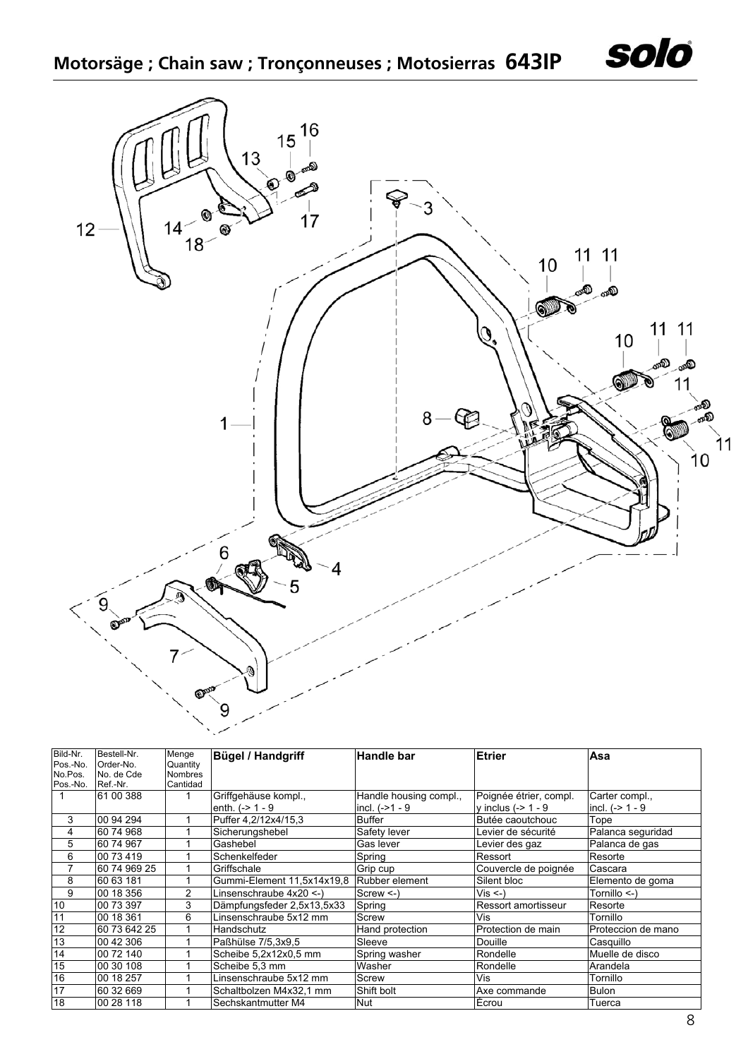# Motorsäge ; Chain saw ; Tronçonneuses ; Motosierras 643IP

| Bild-Nr. Pos.-No. No.Pos. Pos.-No. | Bestell-Nr. Order-No. No. de Cde Ref.-Nr. | Menge Quantity Nombres Cantidad | Bügel / Handgriff | Handle bar | Etrier | Asa |
|---|---|---|---|---|---|---|
| 1 | 61 00 388 | 1 | Griffgehäuse kompl., enth. (-> 1 - 9 | Handle housing compl., incl. (->1 - 9 | Poignée étrier, compl. y inclus (-> 1 - 9 | Carter compl., incl. (-> 1 - 9 |
| 3 | 00 94 294 | 1 | Puffer 4,2/12x4/15,3 | Buffer | Butée caoutchouc | Tope |
| 4 | 60 74 968 | 1 | Sicherungshebel | Safety lever | Levier de sécurité | Palanca seguridad |
| 5 | 60 74 967 | 1 | Gashebel | Gas lever | Levier des gaz | Palanca de gas |
| 6 | 00 73 419 | 1 | Schenkelfeder | Spring | Ressort | Resorte |
| 7 | 60 74 969 25 | 1 | Griffschale | Grip cup | Couvercle de poignée | Cascara |
| 8 | 60 63 181 | 1 | Gummi-Element 11,5x14x19,8 | Rubber element | Silent bloc | Elemento de goma |
| 9 | 00 18 356 | 2 | Linsenschraube 4x20 <-) | Screw <-) | Vis <-) | Tornillo <-) |
| 10 | 00 73 397 | 3 | Dämpfungsfeder 2,5x13,5x33 | Spring | Ressort amortisseur | Resorte |
| 11 | 00 18 361 | 6 | Linsenschraube 5x12 mm | Screw | Vis | Tornillo |
| 12 | 60 73 642 25 | 1 | Handschutz | Hand protection | Protection de main | Proteccion de mano |
| 13 | 00 42 306 | 1 | Paßhülse 7/5,3x9,5 | Sleeve | Douille | Casquillo |
| 14 | 00 72 140 | 1 | Scheibe 5,2x12x0,5 mm | Spring washer | Rondelle | Muelle de disco |
| 15 | 00 30 108 | 1 | Scheibe 5,3 mm | Washer | Rondelle | Arandela |
| 16 | 00 18 257 | 1 | Linsenschraube 5x12 mm | Screw | Vis | Tornillo |
| 17 | 60 32 669 | 1 | Schaltbolzen M4x32,1 mm | Shift bolt | Axe commande | Bulon |
| 18 | 00 28 118 | 1 | Sechskantmutter M4 | Nut | Écrou | Tuerca |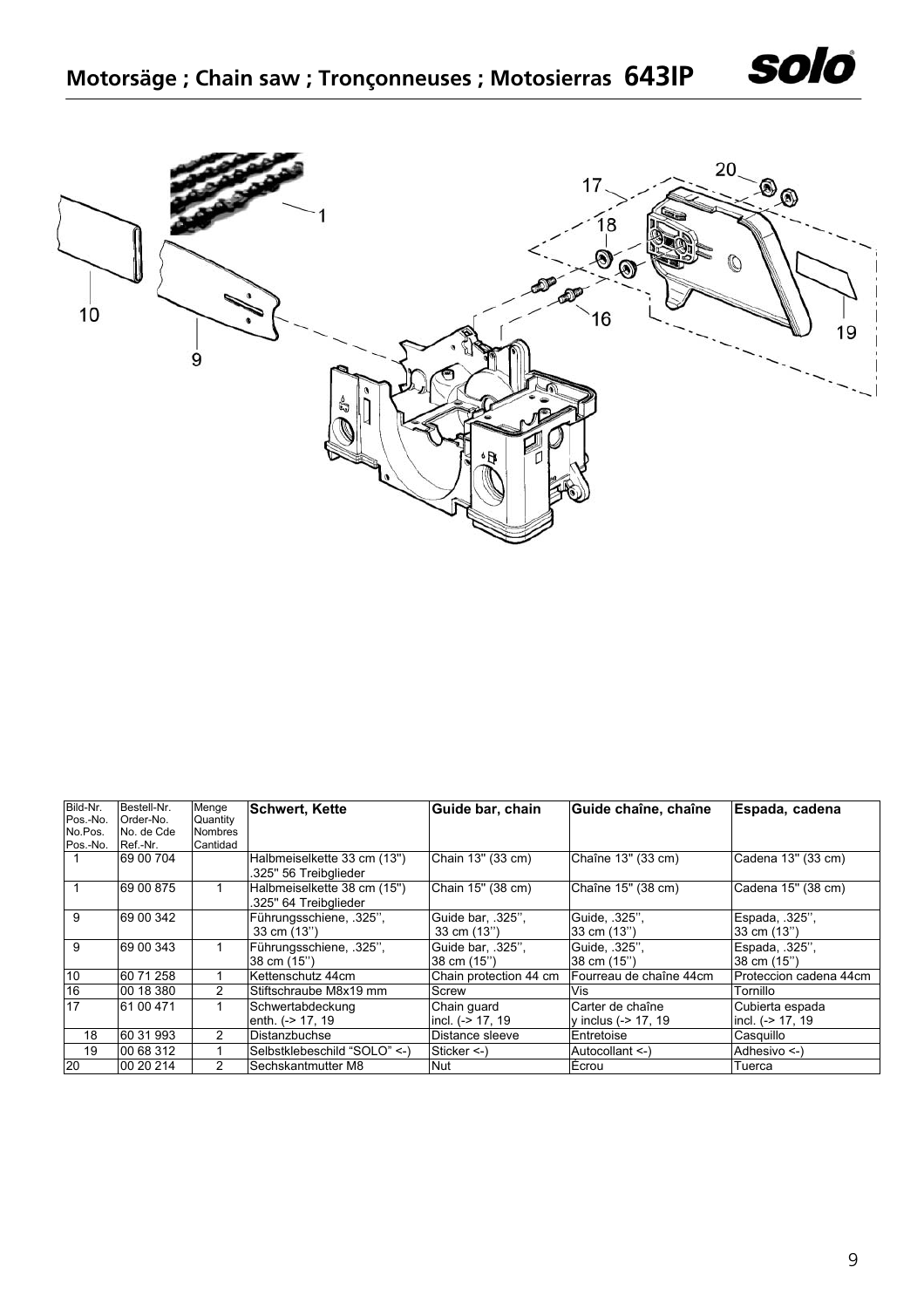# Motorsäge ; Chain saw ; Tronçonneuses ; Motosierras 643IP

| Bild-Nr. Pos.-No. No.Pos. Pos.-No. | Bestell-Nr. Order-No. No. de Cde Ref.-Nr. | Menge Quantity Nombres Cantidad | Schwert, Kette | Guide bar, chain | Guide chaîne, chaîne | Espada, cadena |
|---|---|---|---|---|---|---|
| 1 | 69 00 704 | | Halbmeiselkette 33 cm (13") .325" 56 Treibglieder | Chain 13" (33 cm) | Chaîne 13" (33 cm) | Cadena 13" (33 cm) |
| 1 | 69 00 875 | 1 | Halbmeiselkette 38 cm (15") .325" 64 Treibglieder | Chain 15" (38 cm) | Chaîne 15" (38 cm) | Cadena 15" (38 cm) |
| 9 | 69 00 342 | | Führungsschiene, .325'', 33 cm (13'') | Guide bar, .325'', 33 cm (13'') | Guide, .325'', 33 cm (13'') | Espada, .325'', 33 cm (13'') |
| 9 | 69 00 343 | 1 | Führungsschiene, .325'', 38 cm (15'') | Guide bar, .325'', 38 cm (15'') | Guide, .325'', 38 cm (15'') | Espada, .325'', 38 cm (15'') |
| 10 | 60 71 258 | 1 | Kettenschutz 44cm | Chain protection 44 cm | Fourreau de chaîne 44cm | Proteccion cadena 44cm |
| 16 | 00 18 380 | 2 | Stiftschraube M8x19 mm | Screw | Vis | Tornillo |
| 17 | 61 00 471 | 1 | Schwertabdeckung enth. (-> 17, 19 | Chain guard incl. (-> 17, 19 | Carter de chaîne y inclus (-> 17, 19 | Cubierta espada incl. (-> 17, 19 |
| 18 | 60 31 993 | 2 | Distanzbuchse | Distance sleeve | Entretoise | Casquillo |
| 19 | 00 68 312 | 1 | Selbstklebeschild "SOLO" <-) | Sticker <-) | Autocollant <-) | Adhesivo <-) |
| 20 | 00 20 214 | 2 | Sechskantmutter M8 | Nut | Écrou | Tuerca |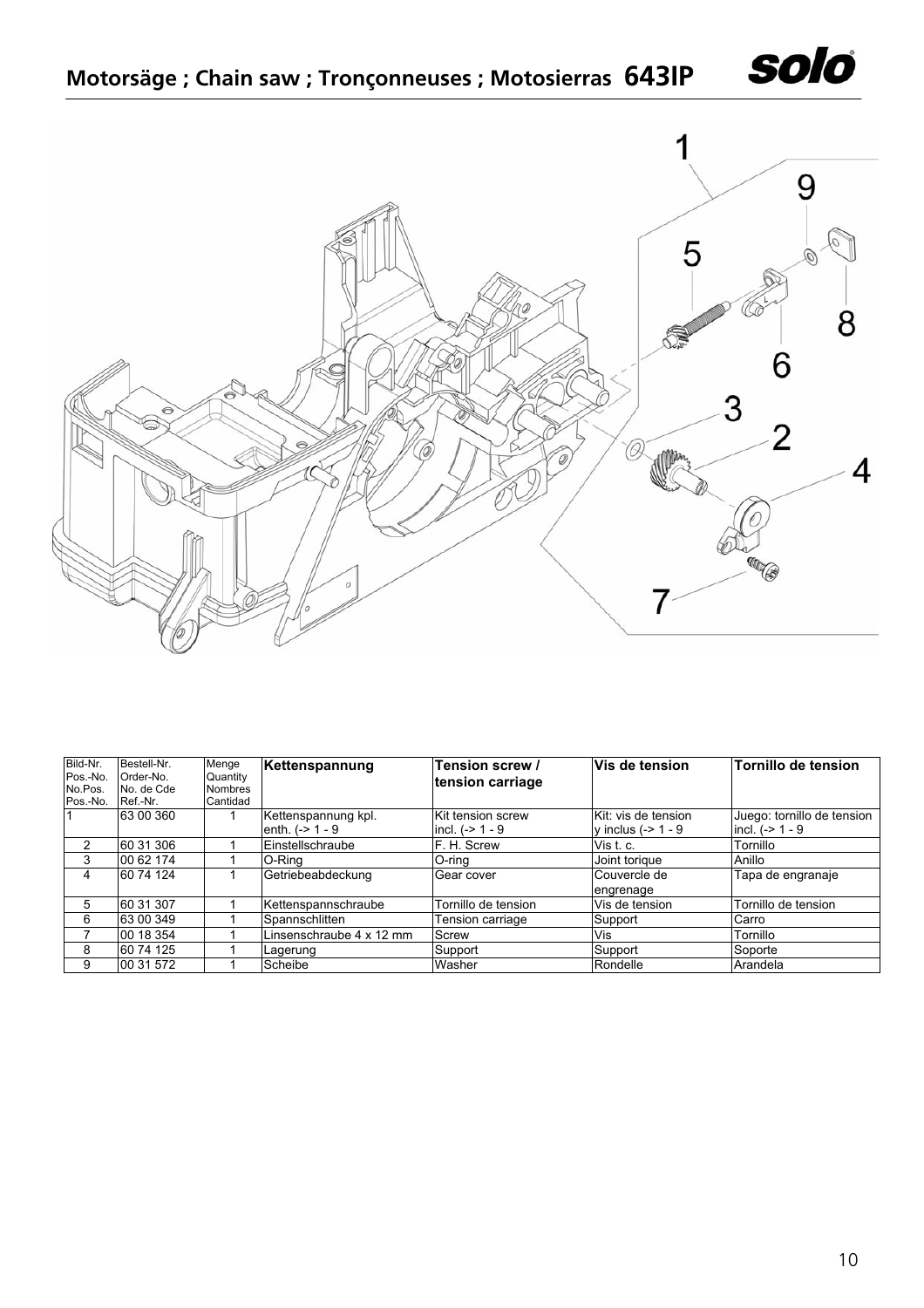## Motorsäge ; Chain saw ; Tronçonneuses ; Motosierras 643IP

| Bild-Nr. Pos.-No. No.Pos. Pos.-No. | Bestell-Nr. Order-No. No. de Cde Ref.-Nr. | Menge Quantity Nombres Cantidad | Kettenspannung | Tension screw / tension carriage | Vis de tension | Tornillo de tension |
|---|---|---|---|---|---|---|
| 1 | 63 00 360 | 1 | Kettenspannung kpl. enth. (-> 1 - 9 | Kit tension screw incl. (-> 1 - 9 | Kit: vis de tension y inclus (-> 1 - 9 | Juego: tornillo de tension incl. (-> 1 - 9 |
| 2 | 60 31 306 | 1 | Einstellschraube | F. H. Screw | Vis t. c. | Tornillo |
| 3 | 00 62 174 | 1 | O-Ring | O-ring | Joint torique | Anillo |
| 4 | 60 74 124 | 1 | Getriebeabdeckung | Gear cover | Couvercle de engrenage | Tapa de engranaje |
| 5 | 60 31 307 | 1 | Kettenspannschraube | Tornillo de tension | Vis de tension | Tornillo de tension |
| 6 | 63 00 349 | 1 | Spannschlitten | Tension carriage | Support | Carro |
| 7 | 00 18 354 | 1 | Linsenschraube 4 x 12 mm | Screw | Vis | Tornillo |
| 8 | 60 74 125 | 1 | Lagerung | Support | Support | Soporte |
| 9 | 00 31 572 | 1 | Scheibe | Washer | Rondelle | Arandela |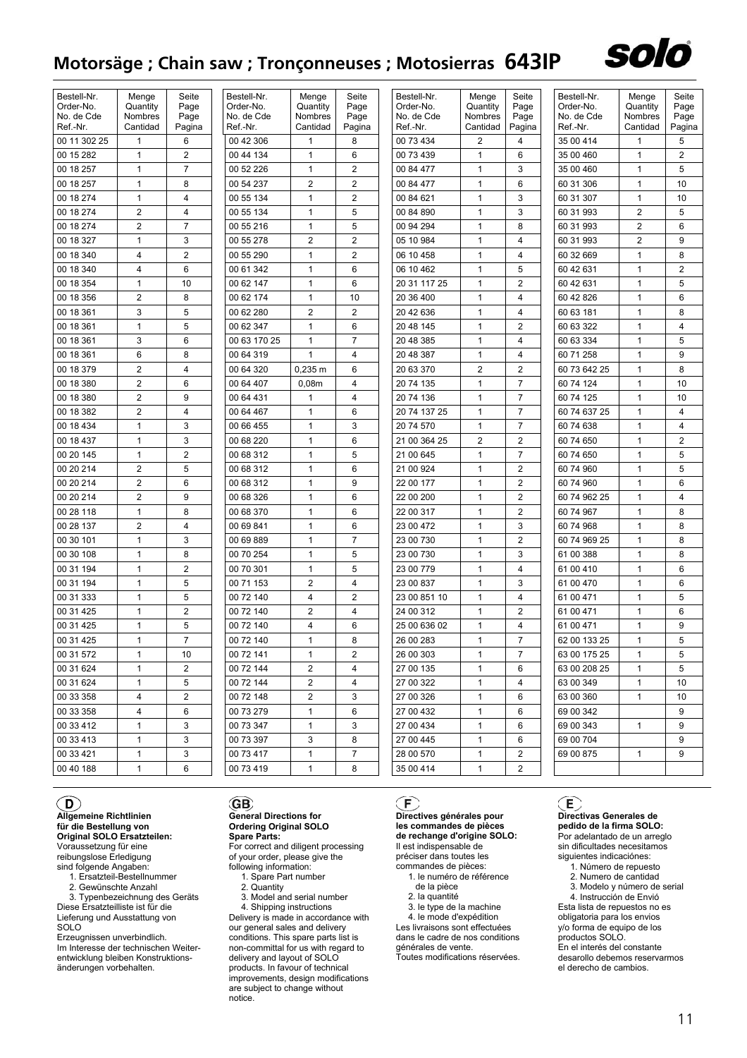# Motorsäge ; Chain saw ; Tronçonneuses ; Motosierras 643IP

| Bestell-Nr. Order-No. No. de Cde Ref.-Nr. | Menge Quantity Nombres Cantidad | Seite Page Page Pagina |
|---|---|---|
| 00 11 302 25 | 1 | 6 |
| 00 15 282 | 1 | 2 |
| 00 18 257 | 1 | 7 |
| 00 18 257 | 1 | 8 |
| 00 18 274 | 1 | 4 |
| 00 18 274 | 2 | 4 |
| 00 18 274 | 2 | 7 |
| 00 18 327 | 1 | 3 |
| 00 18 340 | 4 | 2 |
| 00 18 340 | 4 | 6 |
| 00 18 354 | 1 | 10 |
| 00 18 356 | 2 | 8 |
| 00 18 361 | 3 | 5 |
| 00 18 361 | 1 | 5 |
| 00 18 361 | 3 | 6 |
| 00 18 361 | 6 | 8 |
| 00 18 379 | 2 | 4 |
| 00 18 380 | 2 | 6 |
| 00 18 380 | 2 | 9 |
| 00 18 382 | 2 | 4 |
| 00 18 434 | 1 | 3 |
| 00 18 437 | 1 | 3 |
| 00 20 145 | 1 | 2 |
| 00 20 214 | 2 | 5 |
| 00 20 214 | 2 | 6 |
| 00 20 214 | 2 | 9 |
| 00 28 118 | 1 | 8 |
| 00 28 137 | 2 | 4 |
| 00 30 101 | 1 | 3 |
| 00 30 108 | 1 | 8 |
| 00 31 194 | 1 | 2 |
| 00 31 194 | 1 | 5 |
| 00 31 333 | 1 | 5 |
| 00 31 425 | 1 | 2 |
| 00 31 425 | 1 | 5 |
| 00 31 425 | 1 | 7 |
| 00 31 572 | 1 | 10 |
| 00 31 624 | 1 | 2 |
| 00 31 624 | 1 | 5 |
| 00 33 358 | 4 | 2 |
| 00 33 358 | 4 | 6 |
| 00 33 412 | 1 | 3 |
| 00 33 413 | 1 | 3 |
| 00 33 421 | 1 | 3 |
| 00 40 188 | 1 | 6 |

| Bestell-Nr. Order-No. No. de Cde Ref.-Nr. | Menge Quantity Nombres Cantidad | Seite Page Page Pagina |
|---|---|---|
| 00 42 306 | 1 | 8 |
| 00 44 134 | 1 | 6 |
| 00 52 226 | 1 | 2 |
| 00 54 237 | 2 | 2 |
| 00 55 134 | 1 | 2 |
| 00 55 134 | 1 | 5 |
| 00 55 216 | 1 | 5 |
| 00 55 278 | 2 | 2 |
| 00 55 290 | 1 | 2 |
| 00 61 342 | 1 | 6 |
| 00 62 147 | 1 | 6 |
| 00 62 174 | 1 | 10 |
| 00 62 280 | 2 | 2 |
| 00 62 347 | 1 | 6 |
| 00 63 170 25 | 1 | 7 |
| 00 64 319 | 1 | 4 |
| 00 64 320 | 0,235 m | 6 |
| 00 64 407 | 0,08m | 4 |
| 00 64 431 | 1 | 4 |
| 00 64 467 | 1 | 6 |
| 00 66 455 | 1 | 3 |
| 00 68 220 | 1 | 6 |
| 00 68 312 | 1 | 5 |
| 00 68 312 | 1 | 6 |
| 00 68 312 | 1 | 9 |
| 00 68 326 | 1 | 6 |
| 00 68 370 | 1 | 6 |
| 00 69 841 | 1 | 6 |
| 00 69 889 | 1 | 7 |
| 00 70 254 | 1 | 5 |
| 00 70 301 | 1 | 5 |
| 00 71 153 | 2 | 4 |
| 00 72 140 | 4 | 2 |
| 00 72 140 | 2 | 4 |
| 00 72 140 | 4 | 6 |
| 00 72 140 | 1 | 8 |
| 00 72 141 | 1 | 2 |
| 00 72 144 | 2 | 4 |
| 00 72 144 | 2 | 4 |
| 00 72 148 | 2 | 3 |
| 00 73 279 | 1 | 6 |
| 00 73 347 | 1 | 3 |
| 00 73 397 | 3 | 8 |
| 00 73 417 | 1 | 7 |
| 00 73 419 | 1 | 8 |

| Bestell-Nr. Order-No. No. de Cde Ref.-Nr. | Menge Quantity Nombres Cantidad | Seite Page Page Pagina |
|---|---|---|
| 00 73 434 | 2 | 4 |
| 00 73 439 | 1 | 6 |
| 00 84 477 | 1 | 3 |
| 00 84 477 | 1 | 6 |
| 00 84 621 | 1 | 3 |
| 00 84 890 | 1 | 3 |
| 00 94 294 | 1 | 8 |
| 05 10 984 | 1 | 4 |
| 06 10 458 | 1 | 4 |
| 06 10 462 | 1 | 5 |
| 20 31 117 25 | 1 | 2 |
| 20 36 400 | 1 | 4 |
| 20 42 636 | 1 | 4 |
| 20 48 145 | 1 | 2 |
| 20 48 385 | 1 | 4 |
| 20 48 387 | 1 | 4 |
| 20 63 370 | 2 | 2 |
| 20 74 135 | 1 | 7 |
| 20 74 136 | 1 | 7 |
| 20 74 137 25 | 1 | 7 |
| 20 74 570 | 1 | 7 |
| 21 00 364 25 | 2 | 2 |
| 21 00 645 | 1 | 7 |
| 21 00 924 | 1 | 2 |
| 22 00 177 | 1 | 2 |
| 22 00 200 | 1 | 2 |
| 22 00 317 | 1 | 2 |
| 23 00 472 | 1 | 3 |
| 23 00 730 | 1 | 2 |
| 23 00 730 | 1 | 3 |
| 23 00 779 | 1 | 4 |
| 23 00 837 | 1 | 3 |
| 23 00 851 10 | 1 | 4 |
| 24 00 312 | 1 | 2 |
| 25 00 636 02 | 1 | 4 |
| 26 00 283 | 1 | 7 |
| 26 00 303 | 1 | 7 |
| 27 00 135 | 1 | 6 |
| 27 00 322 | 1 | 4 |
| 27 00 326 | 1 | 6 |
| 27 00 432 | 1 | 6 |
| 27 00 434 | 1 | 6 |
| 27 00 445 | 1 | 6 |
| 28 00 570 | 1 | 2 |
| 35 00 414 | 1 | 2 |

| Bestell-Nr. Order-No. No. de Cde Ref.-Nr. | Menge Quantity Nombres Cantidad | Seite Page Page Pagina |
|---|---|---|
| 35 00 414 | 1 | 5 |
| 35 00 460 | 1 | 2 |
| 35 00 460 | 1 | 5 |
| 60 31 306 | 1 | 10 |
| 60 31 307 | 1 | 10 |
| 60 31 993 | 2 | 5 |
| 60 31 993 | 2 | 6 |
| 60 31 993 | 2 | 9 |
| 60 32 669 | 1 | 8 |
| 60 42 631 | 1 | 2 |
| 60 42 631 | 1 | 5 |
| 60 42 826 | 1 | 6 |
| 60 63 181 | 1 | 8 |
| 60 63 322 | 1 | 4 |
| 60 63 334 | 1 | 5 |
| 60 71 258 | 1 | 9 |
| 60 73 642 25 | 1 | 8 |
| 60 74 124 | 1 | 10 |
| 60 74 125 | 1 | 10 |
| 60 74 637 25 | 1 | 4 |
| 60 74 638 | 1 | 4 |
| 60 74 650 | 1 | 2 |
| 60 74 650 | 1 | 5 |
| 60 74 960 | 1 | 5 |
| 60 74 960 | 1 | 6 |
| 60 74 962 25 | 1 | 4 |
| 60 74 967 | 1 | 8 |
| 60 74 968 | 1 | 8 |
| 60 74 969 25 | 1 | 8 |
| 61 00 388 | 1 | 8 |
| 61 00 410 | 1 | 6 |
| 61 00 470 | 1 | 6 |
| 61 00 471 | 1 | 5 |
| 61 00 471 | 1 | 6 |
| 61 00 471 | 1 | 9 |
| 62 00 133 25 | 1 | 5 |
| 63 00 175 25 | 1 | 5 |
| 63 00 208 25 | 1 | 5 |
| 63 00 349 | 1 | 10 |
| 63 00 360 | 1 | 10 |
| 69 00 342 | | 9 |
| 69 00 343 | 1 | 9 |
| 69 00 704 | | 9 |
| 69 00 875 | 1 | 9 |

### (D)

**Allgemeine Richtlinien für die Bestellung von Original SOLO Ersatzteilen:**
Voraussetzung für eine reibungslose Erledigung sind folgende Angaben:

1. Ersatzteil-Bestellnummer
2. Gewünschte Anzahl
3. Typenbezeichnung des Geräts

Diese Ersatzteilliste ist für die Lieferung und Ausstattung von SOLO Erzeugnissen unverbindlich.
Im Interesse der technischen Weiterentwicklung bleiben Konstruktionsänderungen vorbehalten.

### (GB)

**General Directions for Ordering Original SOLO Spare Parts:**
For correct and diligent processing of your order, please give the following information:

1. Spare Part number
2. Quantity
3. Model and serial number
4. Shipping instructions

Delivery is made in accordance with our general sales and delivery conditions. This spare parts list is non-committal for us with regard to delivery and layout of SOLO products. In favour of technical improvements, design modifications are subject to change without notice.

### (F)

**Directives générales pour les commandes de pièces de rechange d'origine SOLO:**
Il est indispensable de préciser dans toutes les commandes de pièces:

1. le numéro de référence de la pièce
2. la quantité
3. le type de la machine
4. le mode d'expédition

Les livraisons sont effectuées dans le cadre de nos conditions générales de vente.
Toutes modifications réservées.

### (E)

**Directivas Generales de pedido de la firma SOLO:**
Por adelantado de un arreglo sin dificultades necesitamos siguientes indicaciónes:

1. Número de repuesto
2. Numero de cantidad
3. Modelo y número de serial
4. Instrucción de Envió

Esta lista de repuestos no es obligatoria para los envios y/o forma de equipo de los productos SOLO.
En el interés del constante desarollo debemos reservarmos el derecho de cambios.